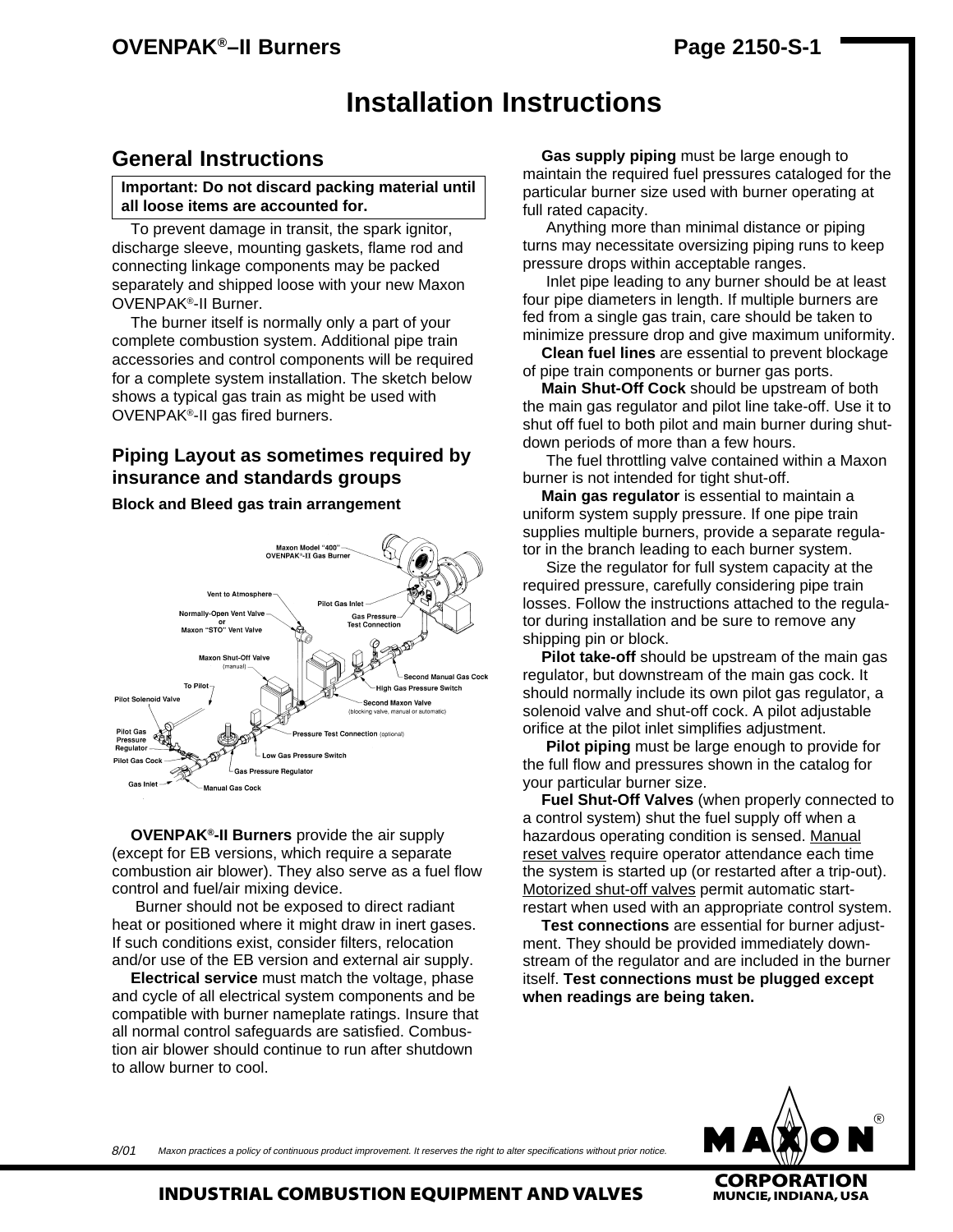④ OVENPAK®–II Burners

# Installation Instructions

## General Instructions

**Important: Do not discard packing material until all loose items are accounted for.**

To prevent damage in transit, the spark ignitor, discharge sleeve, mounting gaskets, flame rod and connecting linkage components may be packed separately and shipped loose with your new Maxon OVENPAK®-II Burner.

The burner itself is normally only a part of your complete combustion system. Additional pipe train accessories and control components will be required for a complete system installation. The sketch below shows a typical gas train as might be used with OVENPAK®-II gas fired burners.

### Piping Layout as sometimes required by insurance and standards groups

**Block and Bleed gas train arrangement**

Maxon Model "400" OVENPAK®-II Gas Burner
Vent to Atmosphere
Normally-Open Vent Valve or Maxon "STO" Vent Valve
Pilot Gas Inlet
Gas Pressure Test Connection
Maxon Shut-Off Valve (manual)
Second Manual Gas Cock
To Pilot
High Gas Pressure Switch
Pilot Solenoid Valve
Second Maxon Valve (blocking valve, manual or automatic)
Pilot Gas Pressure Regulator
Pressure Test Connection (optional)
Pilot Gas Cock
Low Gas Pressure Switch
Gas Pressure Regulator
Gas Inlet
Manual Gas Cock

**OVENPAK®-II Burners** provide the air supply (except for EB versions, which require a separate combustion air blower). They also serve as a fuel flow control and fuel/air mixing device.

Burner should not be exposed to direct radiant heat or positioned where it might draw in inert gases. If such conditions exist, consider filters, relocation and/or use of the EB version and external air supply.

**Electrical service** must match the voltage, phase and cycle of all electrical system components and be compatible with burner nameplate ratings. Insure that all normal control safeguards are satisfied. Combustion air blower should continue to run after shutdown to allow burner to cool.

**Gas supply piping** must be large enough to maintain the required fuel pressures cataloged for the particular burner size used with burner operating at full rated capacity.

Anything more than minimal distance or piping turns may necessitate oversizing piping runs to keep pressure drops within acceptable ranges.

Inlet pipe leading to any burner should be at least four pipe diameters in length. If multiple burners are fed from a single gas train, care should be taken to minimize pressure drop and give maximum uniformity.

**Clean fuel lines** are essential to prevent blockage of pipe train components or burner gas ports.

**Main Shut-Off Cock** should be upstream of both the main gas regulator and pilot line take-off. Use it to shut off fuel to both pilot and main burner during shutdown periods of more than a few hours.

The fuel throttling valve contained within a Maxon burner is not intended for tight shut-off.

**Main gas regulator** is essential to maintain a uniform system supply pressure. If one pipe train supplies multiple burners, provide a separate regulator in the branch leading to each burner system.

Size the regulator for full system capacity at the required pressure, carefully considering pipe train losses. Follow the instructions attached to the regulator during installation and be sure to remove any shipping pin or block.

**Pilot take-off** should be upstream of the main gas regulator, but downstream of the main gas cock. It should normally include its own pilot gas regulator, a solenoid valve and shut-off cock. A pilot adjustable orifice at the pilot inlet simplifies adjustment.

**Pilot piping** must be large enough to provide for the full flow and pressures shown in the catalog for your particular burner size.

**Fuel Shut-Off Valves** (when properly connected to a control system) shut the fuel supply off when a hazardous operating condition is sensed. Manual reset valves require operator attendance each time the system is started up (or restarted after a trip-out). Motorized shut-off valves permit automatic start-restart when used with an appropriate control system.

**Test connections** are essential for burner adjustment. They should be provided immediately downstream of the regulator and are included in the burner itself. **Test connections must be plugged except when readings are being taken.**

8/01 *Maxon practices a policy of continuous product improvement. It reserves the right to alter specifications without prior notice.*

MAXON® CORPORATION MUNCIE, INDIANA, USA

INDUSTRIAL COMBUSTION EQUIPMENT AND VALVES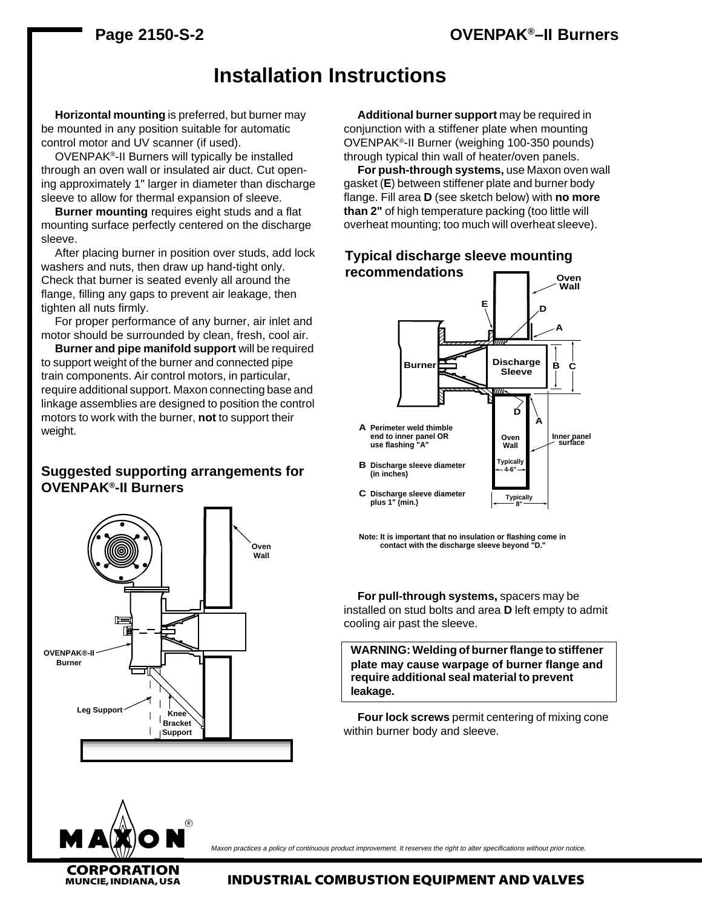# Installation Instructions

**Horizontal mounting** is preferred, but burner may be mounted in any position suitable for automatic control motor and UV scanner (if used).

OVENPAK®-II Burners will typically be installed through an oven wall or insulated air duct. Cut opening approximately 1" larger in diameter than discharge sleeve to allow for thermal expansion of sleeve.

**Burner mounting** requires eight studs and a flat mounting surface perfectly centered on the discharge sleeve.

After placing burner in position over studs, add lock washers and nuts, then draw up hand-tight only. Check that burner is seated evenly all around the flange, filling any gaps to prevent air leakage, then tighten all nuts firmly.

For proper performance of any burner, air inlet and motor should be surrounded by clean, fresh, cool air.

**Burner and pipe manifold support** will be required to support weight of the burner and connected pipe train components. Air control motors, in particular, require additional support. Maxon connecting base and linkage assemblies are designed to position the control motors to work with the burner, **not** to support their weight.

## Suggested supporting arrangements for OVENPAK®-II Burners

Oven Wall

OVENPAK®-II Burner

Leg Support

Knee Bracket Support

**Additional burner support** may be required in conjunction with a stiffener plate when mounting OVENPAK®-II Burner (weighing 100-350 pounds) through typical thin wall of heater/oven panels.

**For push-through systems,** use Maxon oven wall gasket (**E**) between stiffener plate and burner body flange. Fill area **D** (see sketch below) with **no more than 2"** of high temperature packing (too little will overheat mounting; too much will overheat sleeve).

## Typical discharge sleeve mounting recommendations

Oven Wall, E, D, A, Burner, Discharge Sleeve, B, C, D, A, Oven Wall, Typically 4-6", Inner panel surface, Typically 8"

**A** Perimeter weld thimble end to inner panel OR use flashing "A"

**B** Discharge sleeve diameter (in inches)

**C** Discharge sleeve diameter plus 1" (min.)

**Note: It is important that no insulation or flashing come in contact with the discharge sleeve beyond "D."**

**For pull-through systems,** spacers may be installed on stud bolts and area **D** left empty to admit cooling air past the sleeve.

> **WARNING: Welding of burner flange to stiffener plate may cause warpage of burner flange and require additional seal material to prevent leakage.**

**Four lock screws** permit centering of mixing cone within burner body and sleeve.

*Maxon practices a policy of continuous product improvement. It reserves the right to alter specifications without prior notice.*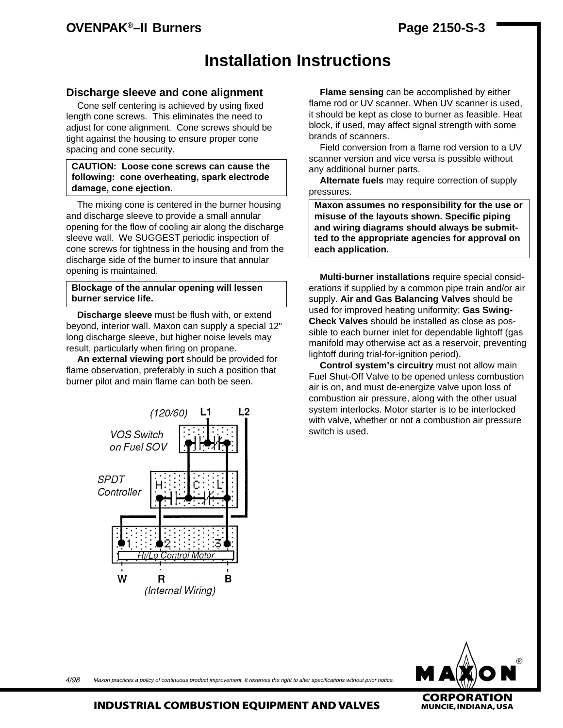# Installation Instructions

## Discharge sleeve and cone alignment

Cone self centering is achieved by using fixed length cone screws. This eliminates the need to adjust for cone alignment. Cone screws should be tight against the housing to ensure proper cone spacing and cone security.

**CAUTION: Loose cone screws can cause the following: cone overheating, spark electrode damage, cone ejection.**

The mixing cone is centered in the burner housing and discharge sleeve to provide a small annular opening for the flow of cooling air along the discharge sleeve wall. We SUGGEST periodic inspection of cone screws for tightness in the housing and from the discharge side of the burner to insure that annular opening is maintained.

**Blockage of the annular opening will lessen burner service life.**

**Discharge sleeve** must be flush with, or extend beyond, interior wall. Maxon can supply a special 12" long discharge sleeve, but higher noise levels may result, particularly when firing on propane.

**An external viewing port** should be provided for flame observation, preferably in such a position that burner pilot and main flame can both be seen.

(120/60) L1 L2

VOS Switch on Fuel SOV

SPDT Controller H C L

1 2 3 Hi/Lo Control Motor

W R B (Internal Wiring)

**Flame sensing** can be accomplished by either flame rod or UV scanner. When UV scanner is used, it should be kept as close to burner as feasible. Heat block, if used, may affect signal strength with some brands of scanners.

Field conversion from a flame rod version to a UV scanner version and vice versa is possible without any additional burner parts.

**Alternate fuels** may require correction of supply pressures.

**Maxon assumes no responsibility for the use or misuse of the layouts shown. Specific piping and wiring diagrams should always be submitted to the appropriate agencies for approval on each application.**

**Multi-burner installations** require special considerations if supplied by a common pipe train and/or air supply. **Air and Gas Balancing Valves** should be used for improved heating uniformity; **Gas Swing-Check Valves** should be installed as close as possible to each burner inlet for dependable lightoff (gas manifold may otherwise act as a reservoir, preventing lightoff during trial-for-ignition period).

**Control system's circuitry** must not allow main Fuel Shut-Off Valve to be opened unless combustion air is on, and must de-energize valve upon loss of combustion air pressure, along with the other usual system interlocks. Motor starter is to be interlocked with valve, whether or not a combustion air pressure switch is used.

4/98 Maxon practices a policy of continuous product improvement. It reserves the right to alter specifications without prior notice.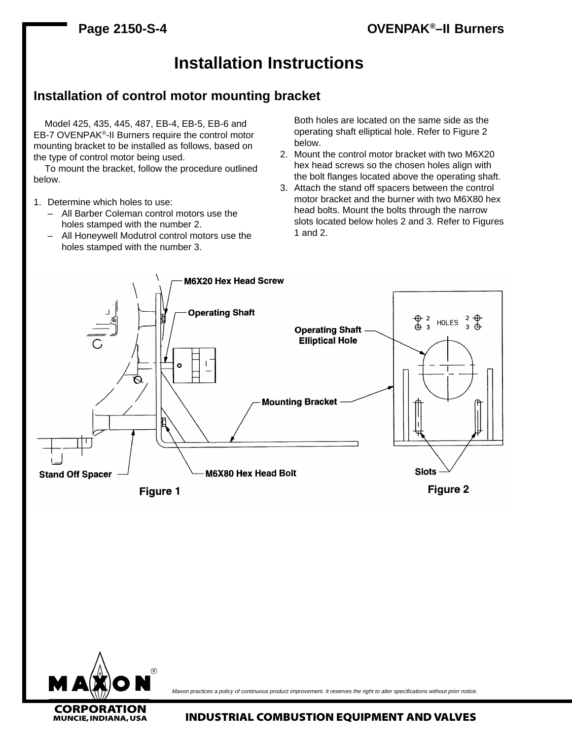# Installation Instructions

## Installation of control motor mounting bracket

Model 425, 435, 445, 487, EB-4, EB-5, EB-6 and EB-7 OVENPAK®-II Burners require the control motor mounting bracket to be installed as follows, based on the type of control motor being used.

To mount the bracket, follow the procedure outlined below.

1. Determine which holes to use:
   - All Barber Coleman control motors use the holes stamped with the number 2.
   - All Honeywell Modutrol control motors use the holes stamped with the number 3.

   Both holes are located on the same side as the operating shaft elliptical hole. Refer to Figure 2 below.
2. Mount the control motor bracket with two M6X20 hex head screws so the chosen holes align with the bolt flanges located above the operating shaft.
3. Attach the stand off spacers between the control motor bracket and the burner with two M6X80 hex head bolts. Mount the bolts through the narrow slots located below holes 2 and 3. Refer to Figures 1 and 2.

M6X20 Hex Head Screw

Operating Shaft

Mounting Bracket

Stand Off Spacer

M6X80 Hex Head Bolt

Figure 1

HOLES

Operating Shaft Elliptical Hole

Slots

Figure 2

*Maxon practices a policy of continuous product improvement. It reserves the right to alter specifications without prior notice.*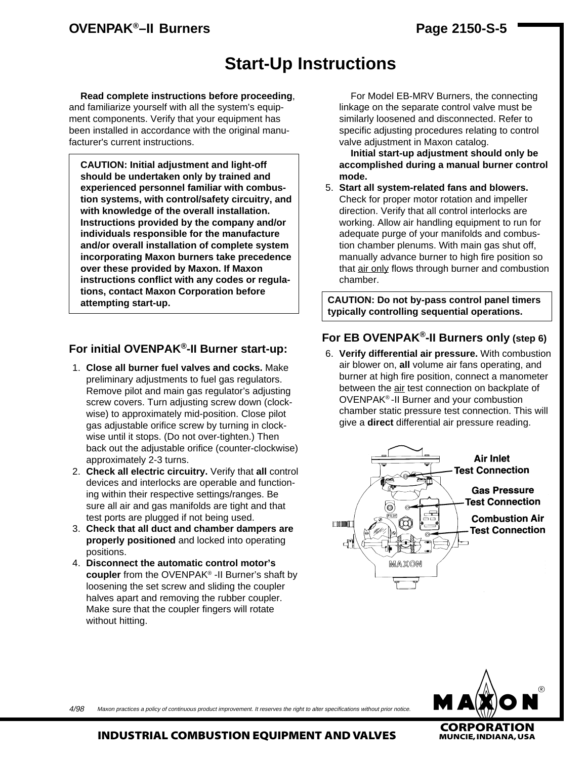# Start-Up Instructions

**Read complete instructions before proceeding**, and familiarize yourself with all the system's equipment components. Verify that your equipment has been installed in accordance with the original manufacturer's current instructions.

> **CAUTION: Initial adjustment and light-off should be undertaken only by trained and experienced personnel familiar with combustion systems, with control/safety circuitry, and with knowledge of the overall installation. Instructions provided by the company and/or individuals responsible for the manufacture and/or overall installation of complete system incorporating Maxon burners take precedence over these provided by Maxon. If Maxon instructions conflict with any codes or regulations, contact Maxon Corporation before attempting start-up.**

## For initial OVENPAK®-II Burner start-up:

1. **Close all burner fuel valves and cocks.** Make preliminary adjustments to fuel gas regulators. Remove pilot and main gas regulator's adjusting screw covers. Turn adjusting screw down (clockwise) to approximately mid-position. Close pilot gas adjustable orifice screw by turning in clockwise until it stops. (Do not over-tighten.) Then back out the adjustable orifice (counter-clockwise) approximately 2-3 turns.
2. **Check all electric circuitry.** Verify that **all** control devices and interlocks are operable and functioning within their respective settings/ranges. Be sure all air and gas manifolds are tight and that test ports are plugged if not being used.
3. **Check that all duct and chamber dampers are properly positioned** and locked into operating positions.
4. **Disconnect the automatic control motor's coupler** from the OVENPAK® -II Burner's shaft by loosening the set screw and sliding the coupler halves apart and removing the rubber coupler. Make sure that the coupler fingers will rotate without hitting.

   For Model EB-MRV Burners, the connecting linkage on the separate control valve must be similarly loosened and disconnected. Refer to specific adjusting procedures relating to control valve adjustment in Maxon catalog.

   **Initial start-up adjustment should only be accomplished during a manual burner control mode.**

5. **Start all system-related fans and blowers.** Check for proper motor rotation and impeller direction. Verify that all control interlocks are working. Allow air handling equipment to run for adequate purge of your manifolds and combustion chamber plenums. With main gas shut off, manually advance burner to high fire position so that air only flows through burner and combustion chamber.

> **CAUTION: Do not by-pass control panel timers typically controlling sequential operations.**

## For EB OVENPAK®-II Burners only (step 6)

6. **Verify differential air pressure.** With combustion air blower on, **all** volume air fans operating, and burner at high fire position, connect a manometer between the air test connection on backplate of OVENPAK® -II Burner and your combustion chamber static pressure test connection. This will give a **direct** differential air pressure reading.

Air Inlet Test Connection

Gas Pressure Test Connection

Combustion Air Test Connection

4/98 *Maxon practices a policy of continuous product improvement. It reserves the right to alter specifications without prior notice.*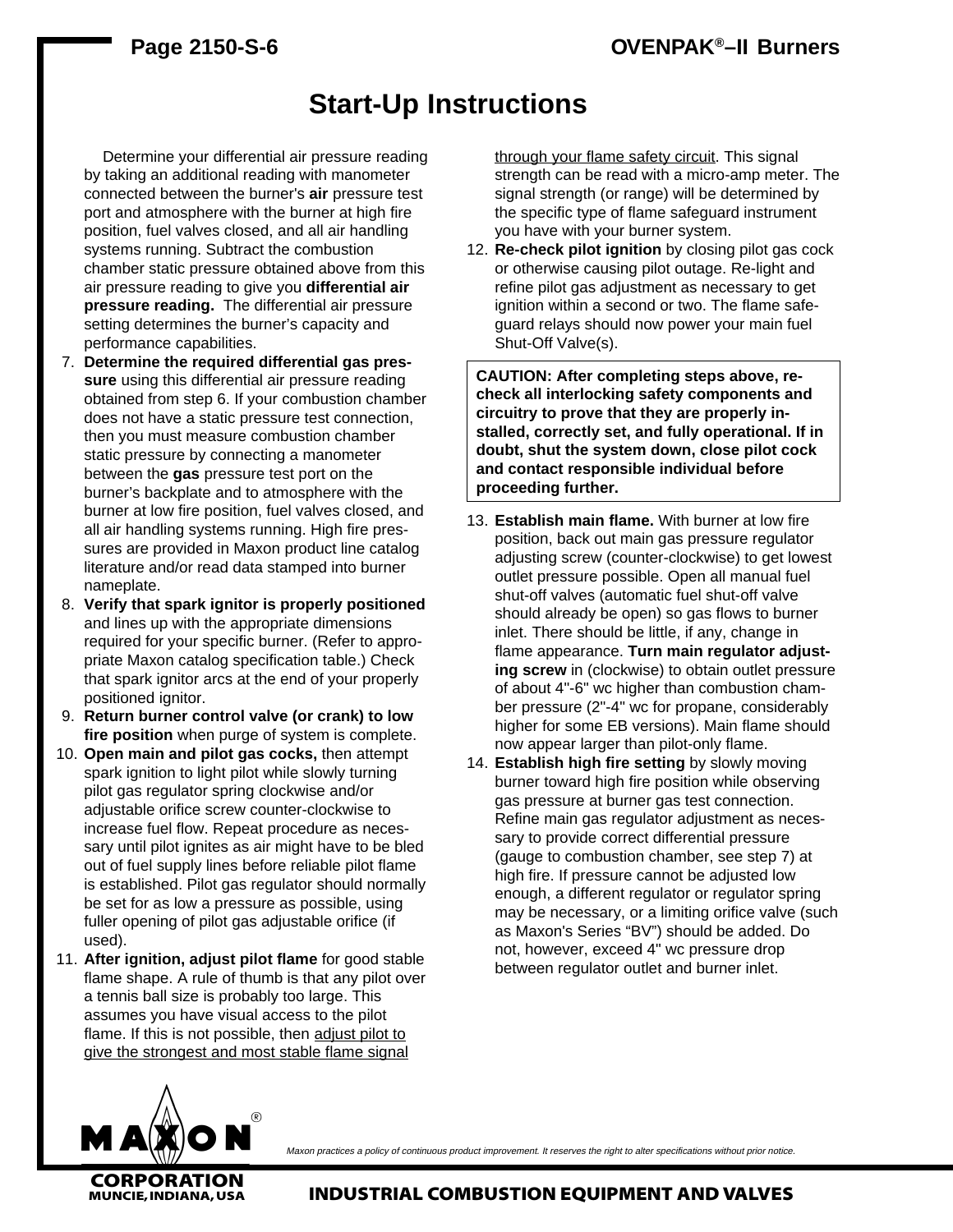# Start-Up Instructions

Determine your differential air pressure reading by taking an additional reading with manometer connected between the burner's **air** pressure test port and atmosphere with the burner at high fire position, fuel valves closed, and all air handling systems running. Subtract the combustion chamber static pressure obtained above from this air pressure reading to give you **differential air pressure reading.** The differential air pressure setting determines the burner's capacity and performance capabilities.

7. **Determine the required differential gas pressure** using this differential air pressure reading obtained from step 6. If your combustion chamber does not have a static pressure test connection, then you must measure combustion chamber static pressure by connecting a manometer between the **gas** pressure test port on the burner's backplate and to atmosphere with the burner at low fire position, fuel valves closed, and all air handling systems running. High fire pressures are provided in Maxon product line catalog literature and/or read data stamped into burner nameplate.
8. **Verify that spark ignitor is properly positioned** and lines up with the appropriate dimensions required for your specific burner. (Refer to appropriate Maxon catalog specification table.) Check that spark ignitor arcs at the end of your properly positioned ignitor.
9. **Return burner control valve (or crank) to low fire position** when purge of system is complete.
10. **Open main and pilot gas cocks,** then attempt spark ignition to light pilot while slowly turning pilot gas regulator spring clockwise and/or adjustable orifice screw counter-clockwise to increase fuel flow. Repeat procedure as necessary until pilot ignites as air might have to be bled out of fuel supply lines before reliable pilot flame is established. Pilot gas regulator should normally be set for as low a pressure as possible, using fuller opening of pilot gas adjustable orifice (if used).
11. **After ignition, adjust pilot flame** for good stable flame shape. A rule of thumb is that any pilot over a tennis ball size is probably too large. This assumes you have visual access to the pilot flame. If this is not possible, then <u>adjust pilot to give the strongest and most stable flame signal through your flame safety circuit</u>. This signal strength can be read with a micro-amp meter. The signal strength (or range) will be determined by the specific type of flame safeguard instrument you have with your burner system.
12. **Re-check pilot ignition** by closing pilot gas cock or otherwise causing pilot outage. Re-light and refine pilot gas adjustment as necessary to get ignition within a second or two. The flame safeguard relays should now power your main fuel Shut-Off Valve(s).

**CAUTION: After completing steps above, re-check all interlocking safety components and circuitry to prove that they are properly installed, correctly set, and fully operational. If in doubt, shut the system down, close pilot cock and contact responsible individual before proceeding further.**

13. **Establish main flame.** With burner at low fire position, back out main gas pressure regulator adjusting screw (counter-clockwise) to get lowest outlet pressure possible. Open all manual fuel shut-off valves (automatic fuel shut-off valve should already be open) so gas flows to burner inlet. There should be little, if any, change in flame appearance. **Turn main regulator adjusting screw** in (clockwise) to obtain outlet pressure of about 4"-6" wc higher than combustion chamber pressure (2"-4" wc for propane, considerably higher for some EB versions). Main flame should now appear larger than pilot-only flame.
14. **Establish high fire setting** by slowly moving burner toward high fire position while observing gas pressure at burner gas test connection. Refine main gas regulator adjustment as necessary to provide correct differential pressure (gauge to combustion chamber, see step 7) at high fire. If pressure cannot be adjusted low enough, a different regulator or regulator spring may be necessary, or a limiting orifice valve (such as Maxon's Series "BV") should be added. Do not, however, exceed 4" wc pressure drop between regulator outlet and burner inlet.

*Maxon practices a policy of continuous product improvement. It reserves the right to alter specifications without prior notice.*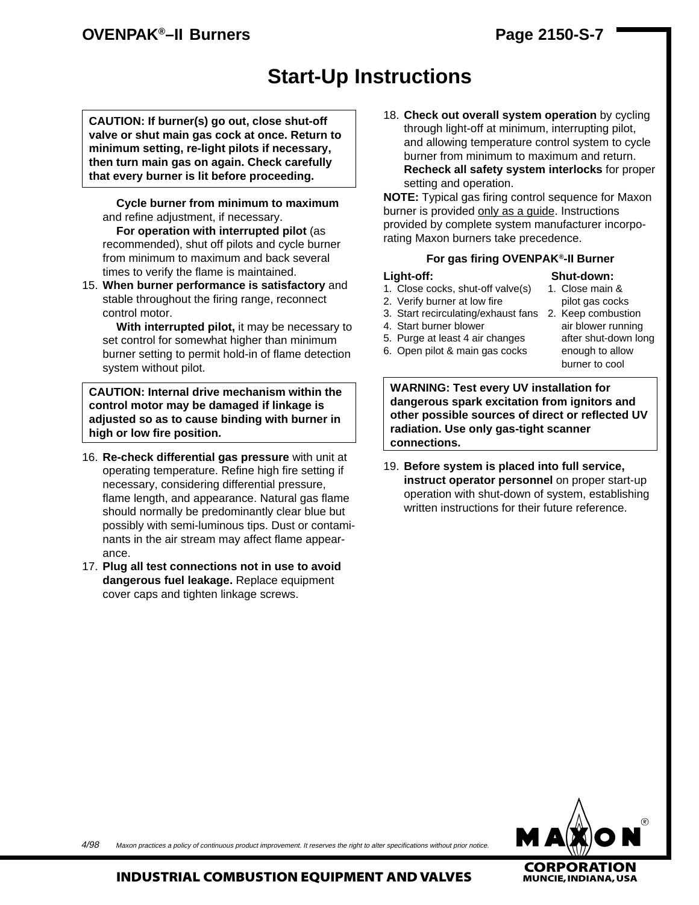# Start-Up Instructions

**CAUTION: If burner(s) go out, close shut-off valve or shut main gas cock at once. Return to minimum setting, re-light pilots if necessary, then turn main gas on again. Check carefully that every burner is lit before proceeding.**

**Cycle burner from minimum to maximum** and refine adjustment, if necessary.

**For operation with interrupted pilot** (as recommended), shut off pilots and cycle burner from minimum to maximum and back several times to verify the flame is maintained.

15. **When burner performance is satisfactory** and stable throughout the firing range, reconnect control motor.

    **With interrupted pilot,** it may be necessary to set control for somewhat higher than minimum burner setting to permit hold-in of flame detection system without pilot.

**CAUTION: Internal drive mechanism within the control motor may be damaged if linkage is adjusted so as to cause binding with burner in high or low fire position.**

16. **Re-check differential gas pressure** with unit at operating temperature. Refine high fire setting if necessary, considering differential pressure, flame length, and appearance. Natural gas flame should normally be predominantly clear blue but possibly with semi-luminous tips. Dust or contaminants in the air stream may affect flame appearance.
17. **Plug all test connections not in use to avoid dangerous fuel leakage.** Replace equipment cover caps and tighten linkage screws.
18. **Check out overall system operation** by cycling through light-off at minimum, interrupting pilot, and allowing temperature control system to cycle burner from minimum to maximum and return. **Recheck all safety system interlocks** for proper setting and operation.

**NOTE:** Typical gas firing control sequence for Maxon burner is provided only as a guide. Instructions provided by complete system manufacturer incorporating Maxon burners take precedence.

**For gas firing OVENPAK®-II Burner**

**Light-off:**
1. Close cocks, shut-off valve(s)
2. Verify burner at low fire
3. Start recirculating/exhaust fans
4. Start burner blower
5. Purge at least 4 air changes
6. Open pilot & main gas cocks

**Shut-down:**
1. Close main & pilot gas cocks
2. Keep combustion air blower running after shut-down long enough to allow burner to cool

**WARNING: Test every UV installation for dangerous spark excitation from ignitors and other possible sources of direct or reflected UV radiation. Use only gas-tight scanner connections.**

19. **Before system is placed into full service, instruct operator personnel** on proper start-up operation with shut-down of system, establishing written instructions for their future reference.

4/98 *Maxon practices a policy of continuous product improvement. It reserves the right to alter specifications without prior notice.*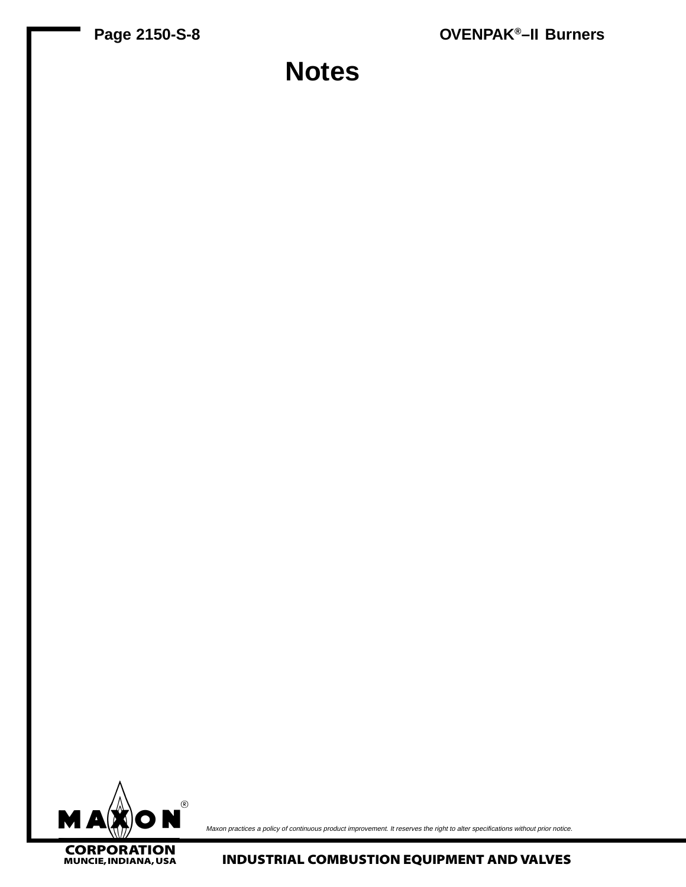# Notes

*Maxon practices a policy of continuous product improvement. It reserves the right to alter specifications without prior notice.*

MAXON CORPORATION
MUNCIE, INDIANA, USA

INDUSTRIAL COMBUSTION EQUIPMENT AND VALVES